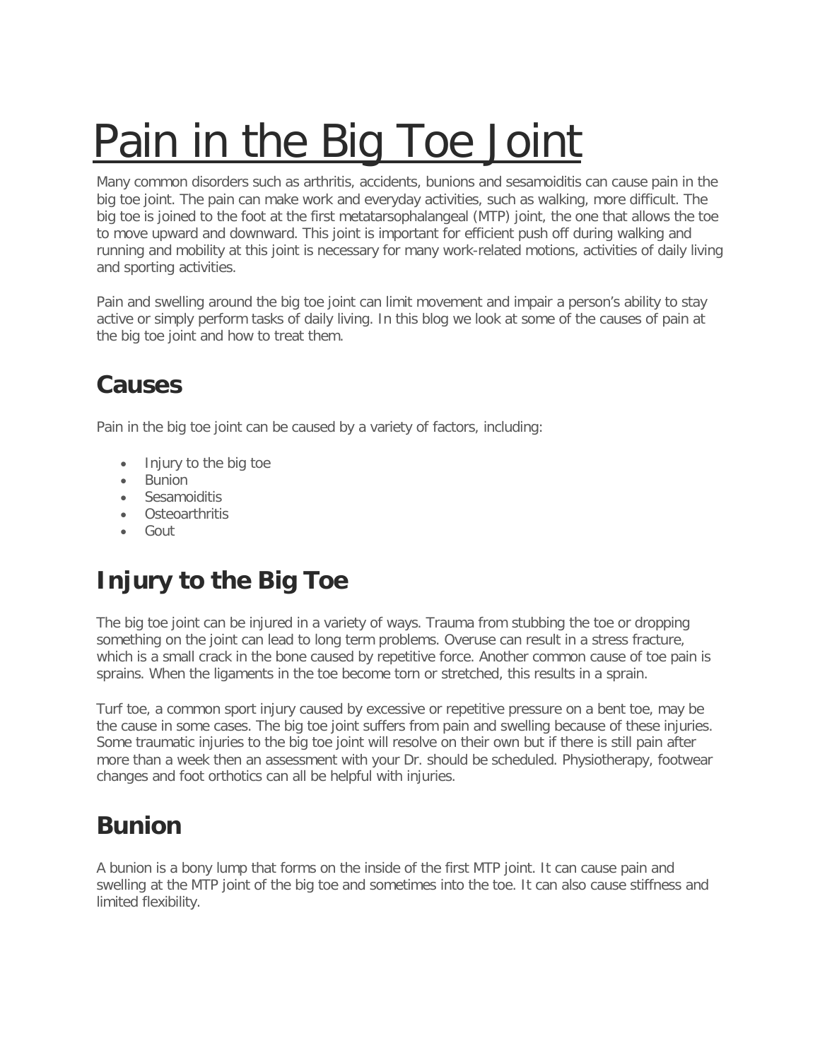# Pain in the Big Toe Joint

Many common disorders such as arthritis, accidents, bunions and sesamoiditis can cause pain in the big toe joint. The pain can make work and everyday activities, such as walking, more difficult. The big toe is joined to the foot at the first metatarsophalangeal (MTP) joint, the one that allows the toe to move upward and downward. This joint is important for efficient push off during walking and running and mobility at this joint is necessary for many work-related motions, activities of daily living and sporting activities.

Pain and swelling around the big toe joint can limit movement and impair a person's ability to stay active or simply perform tasks of daily living. In this blog we look at some of the causes of pain at the big toe joint and how to treat them.

## Causes

Pain in the big toe joint can be caused by a variety of factors, including:

- Injury to the big toe
- Bunion
- Sesamoiditis
- Osteoarthritis
- Gout

## Injury to the Big Toe

The big toe joint can be injured in a variety of ways. Trauma from stubbing the toe or dropping something on the joint can lead to long term problems. Overuse can result in a stress fracture, which is a small crack in the bone caused by repetitive force. Another common cause of toe pain is sprains. When the ligaments in the toe become torn or stretched, this results in a sprain.

Turf toe, a common sport injury caused by excessive or repetitive pressure on a bent toe, may be the cause in some cases. The big toe joint suffers from pain and swelling because of these injuries. Some traumatic injuries to the big toe joint will resolve on their own but if there is still pain after more than a week then an assessment with your Dr. should be scheduled. Physiotherapy, footwear changes and foot orthotics can all be helpful with injuries.

## Bunion

A bunion is a bony lump that forms on the inside of the first MTP joint. It can cause pain and swelling at the MTP joint of the big toe and sometimes into the toe. It can also cause stiffness and limited flexibility.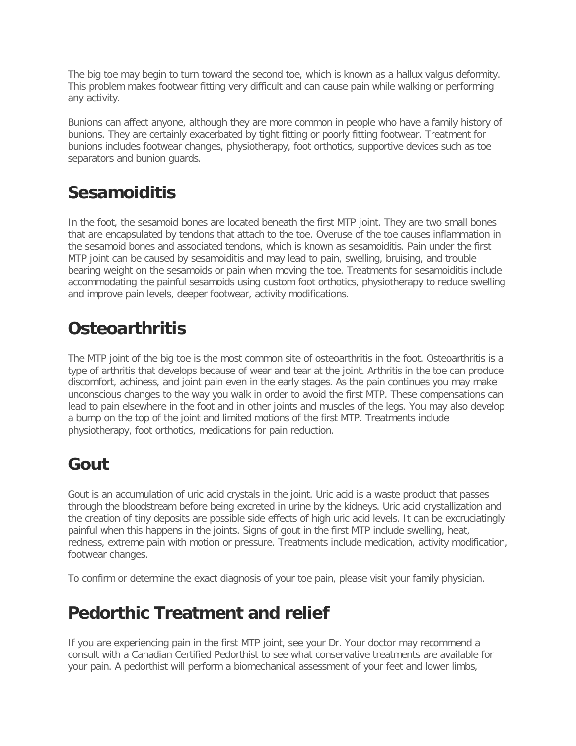The big toe may begin to turn toward the second toe, which is known as a hallux valgus deformity. This problem makes footwear fitting very difficult and can cause pain while walking or performing any activity.

Bunions can affect anyone, although they are more common in people who have a family history of bunions. They are certainly exacerbated by tight fitting or poorly fitting footwear. Treatment for bunions includes footwear changes, physiotherapy, foot orthotics, supportive devices such as toe separators and bunion guards.

## Sesamoiditis

In the foot, the sesamoid bones are located beneath the first MTP joint. They are two small bones that are encapsulated by tendons that attach to the toe. Overuse of the toe causes inflammation in the sesamoid bones and associated tendons, which is known as sesamoiditis. Pain under the first MTP joint can be caused by sesamoiditis and may lead to pain, swelling, bruising, and trouble bearing weight on the sesamoids or pain when moving the toe. Treatments for sesamoiditis include accommodating the painful sesamoids using custom foot orthotics, physiotherapy to reduce swelling and improve pain levels, deeper footwear, activity modifications.

## Osteoarthritis

The MTP joint of the big toe is the most common site of osteoarthritis in the foot. Osteoarthritis is a type of arthritis that develops because of wear and tear at the joint. Arthritis in the toe can produce discomfort, achiness, and joint pain even in the early stages. As the pain continues you may make unconscious changes to the way you walk in order to avoid the first MTP. These compensations can lead to pain elsewhere in the foot and in other joints and muscles of the legs. You may also develop a bump on the top of the joint and limited motions of the first MTP. Treatments include physiotherapy, foot orthotics, medications for pain reduction.

## Gout

Gout is an accumulation of uric acid crystals in the joint. Uric acid is a waste product that passes through the bloodstream before being excreted in urine by the kidneys. Uric acid crystallization and the creation of tiny deposits are possible side effects of high uric acid levels. It can be excruciatingly painful when this happens in the joints. Signs of gout in the first MTP include swelling, heat, redness, extreme pain with motion or pressure. Treatments include medication, activity modification, footwear changes.

To confirm or determine the exact diagnosis of your toe pain, please visit your family physician.

## Pedorthic Treatment and relief

If you are experiencing pain in the first MTP joint, see your Dr. Your doctor may recommend a consult with a Canadian Certified Pedorthist to see what conservative treatments are available for your pain. A pedorthist will perform a biomechanical assessment of your feet and lower limbs,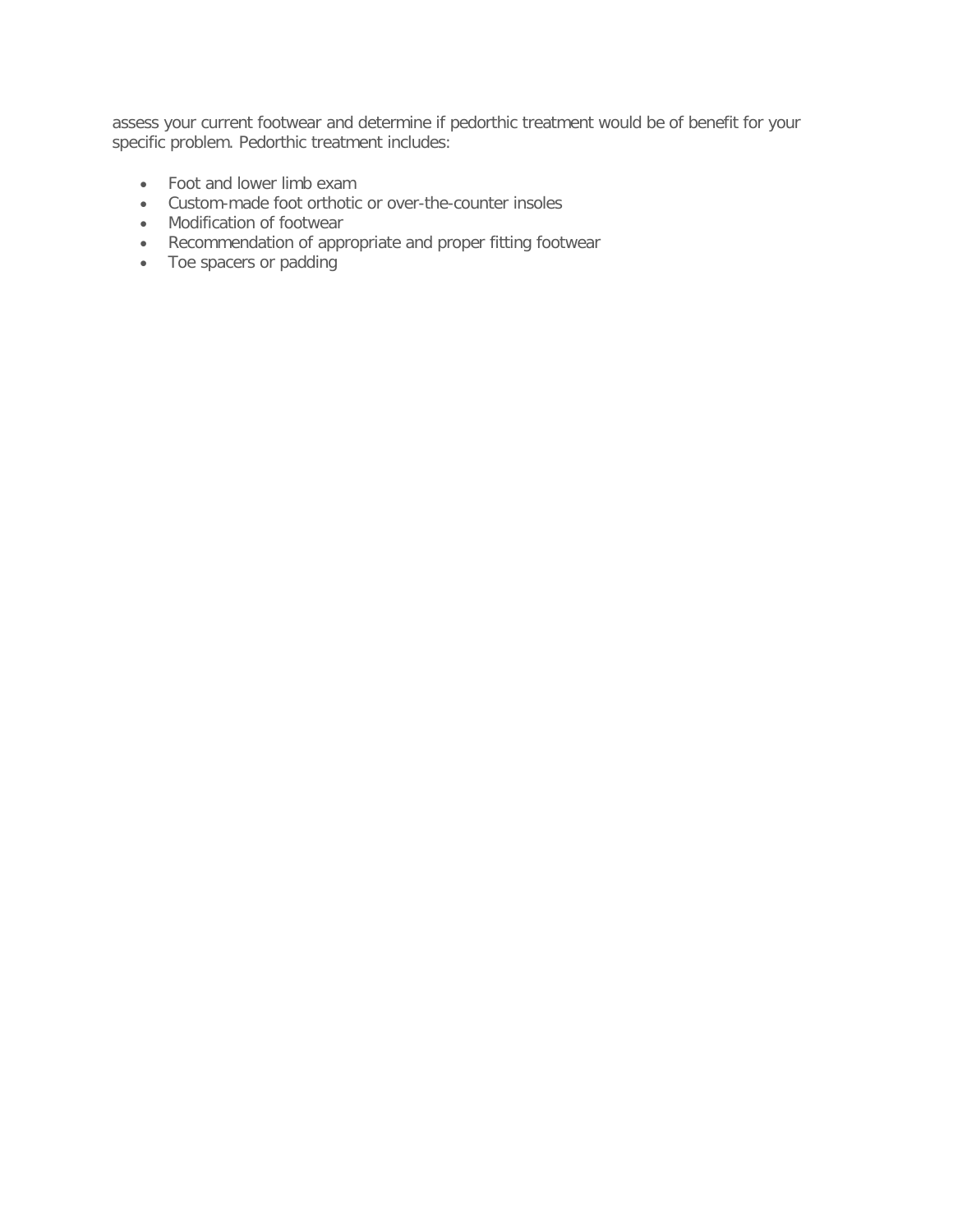assess your current footwear and determine if pedorthic treatment would be of benefit for your specific problem. Pedorthic treatment includes:

- Foot and lower limb exam
- Custom-made foot orthotic or over-the-counter insoles
- Modification of footwear
- Recommendation of appropriate and proper fitting footwear
- Toe spacers or padding